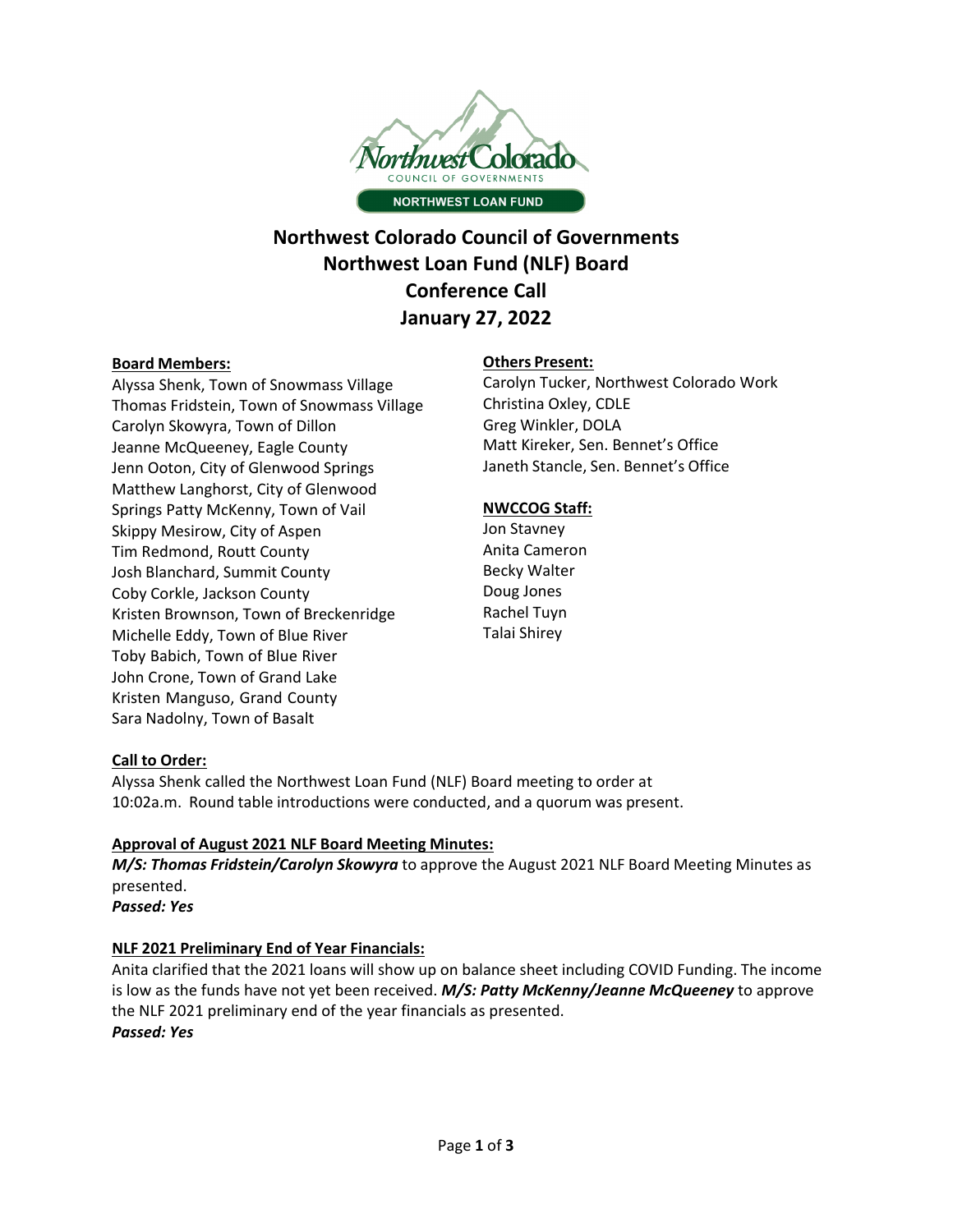# Northwest Colorado Council of Governments
# Northwest Loan Fund (NLF) Board
# Conference Call
# January 27, 2022

**Board Members:**

Alyssa Shenk, Town of Snowmass Village
Thomas Fridstein, Town of Snowmass Village
Carolyn Skowyra, Town of Dillon
Jeanne McQueeney, Eagle County
Jenn Ooton, City of Glenwood Springs
Matthew Langhorst, City of Glenwood Springs
Patty McKenny, Town of Vail
Skippy Mesirow, City of Aspen
Tim Redmond, Routt County
Josh Blanchard, Summit County
Coby Corkle, Jackson County
Kristen Brownson, Town of Breckenridge
Michelle Eddy, Town of Blue River
Toby Babich, Town of Blue River
John Crone, Town of Grand Lake
Kristen Manguso, Grand County
Sara Nadolny, Town of Basalt

**Others Present:**

Carolyn Tucker, Northwest Colorado Work
Christina Oxley, CDLE
Greg Winkler, DOLA
Matt Kireker, Sen. Bennet's Office
Janeth Stancle, Sen. Bennet's Office

**NWCCOG Staff:**

Jon Stavney
Anita Cameron
Becky Walter
Doug Jones
Rachel Tuyn
Talai Shirey

**Call to Order:**

Alyssa Shenk called the Northwest Loan Fund (NLF) Board meeting to order at 10:02a.m. Round table introductions were conducted, and a quorum was present.

**Approval of August 2021 NLF Board Meeting Minutes:**

***M/S: Thomas Fridstein/Carolyn Skowyra*** to approve the August 2021 NLF Board Meeting Minutes as presented.
***Passed: Yes***

**NLF 2021 Preliminary End of Year Financials:**

Anita clarified that the 2021 loans will show up on balance sheet including COVID Funding. The income is low as the funds have not yet been received. ***M/S: Patty McKenny/Jeanne McQueeney*** to approve the NLF 2021 preliminary end of the year financials as presented.
***Passed: Yes***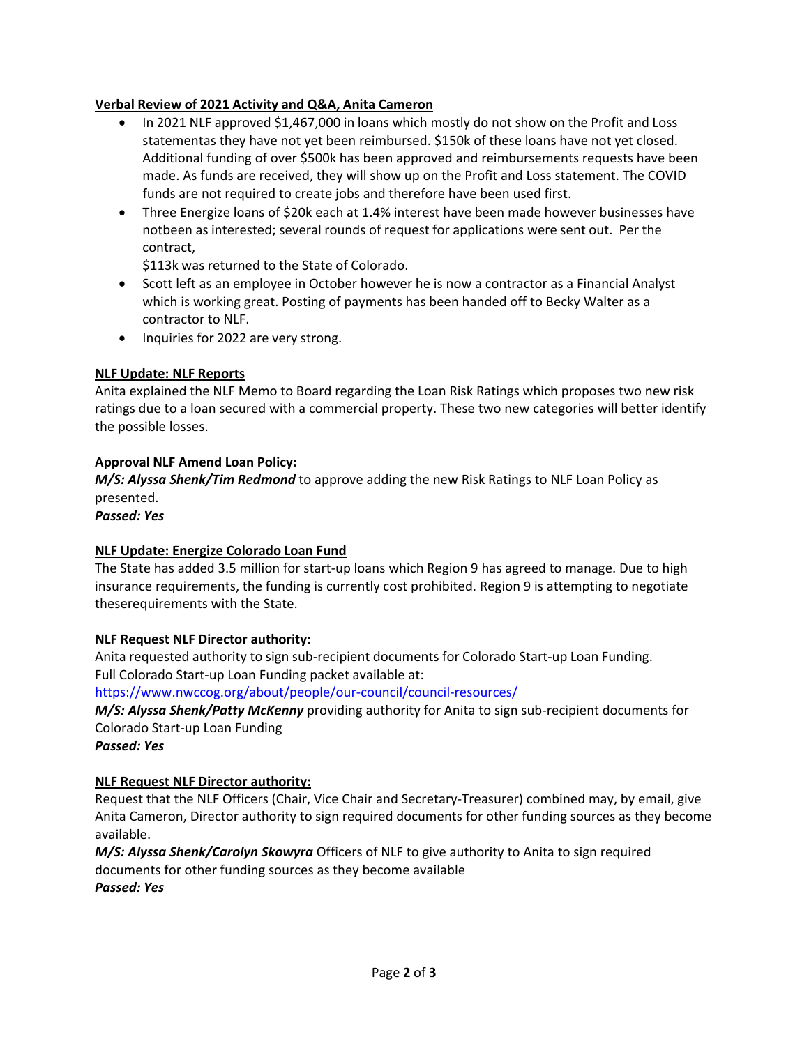**Verbal Review of 2021 Activity and Q&A, Anita Cameron**

- In 2021 NLF approved $1,467,000 in loans which mostly do not show on the Profit and Loss statementas they have not yet been reimbursed. $150k of these loans have not yet closed. Additional funding of over $500k has been approved and reimbursements requests have been made. As funds are received, they will show up on the Profit and Loss statement. The COVID funds are not required to create jobs and therefore have been used first.
- Three Energize loans of $20k each at 1.4% interest have been made however businesses have notbeen as interested; several rounds of request for applications were sent out. Per the contract,
  $113k was returned to the State of Colorado.
- Scott left as an employee in October however he is now a contractor as a Financial Analyst which is working great. Posting of payments has been handed off to Becky Walter as a contractor to NLF.
- Inquiries for 2022 are very strong.

**NLF Update: NLF Reports**

Anita explained the NLF Memo to Board regarding the Loan Risk Ratings which proposes two new risk ratings due to a loan secured with a commercial property. These two new categories will better identify the possible losses.

**Approval NLF Amend Loan Policy:**

***M/S: Alyssa Shenk/Tim Redmond*** to approve adding the new Risk Ratings to NLF Loan Policy as presented.

***Passed: Yes***

**NLF Update: Energize Colorado Loan Fund**

The State has added 3.5 million for start-up loans which Region 9 has agreed to manage. Due to high insurance requirements, the funding is currently cost prohibited. Region 9 is attempting to negotiate theserequirements with the State.

**NLF Request NLF Director authority:**

Anita requested authority to sign sub-recipient documents for Colorado Start-up Loan Funding.
Full Colorado Start-up Loan Funding packet available at:
https://www.nwccog.org/about/people/our-council/council-resources/

***M/S: Alyssa Shenk/Patty McKenny*** providing authority for Anita to sign sub-recipient documents for Colorado Start-up Loan Funding

***Passed: Yes***

**NLF Request NLF Director authority:**

Request that the NLF Officers (Chair, Vice Chair and Secretary-Treasurer) combined may, by email, give Anita Cameron, Director authority to sign required documents for other funding sources as they become available.

***M/S: Alyssa Shenk/Carolyn Skowyra*** Officers of NLF to give authority to Anita to sign required documents for other funding sources as they become available

***Passed: Yes***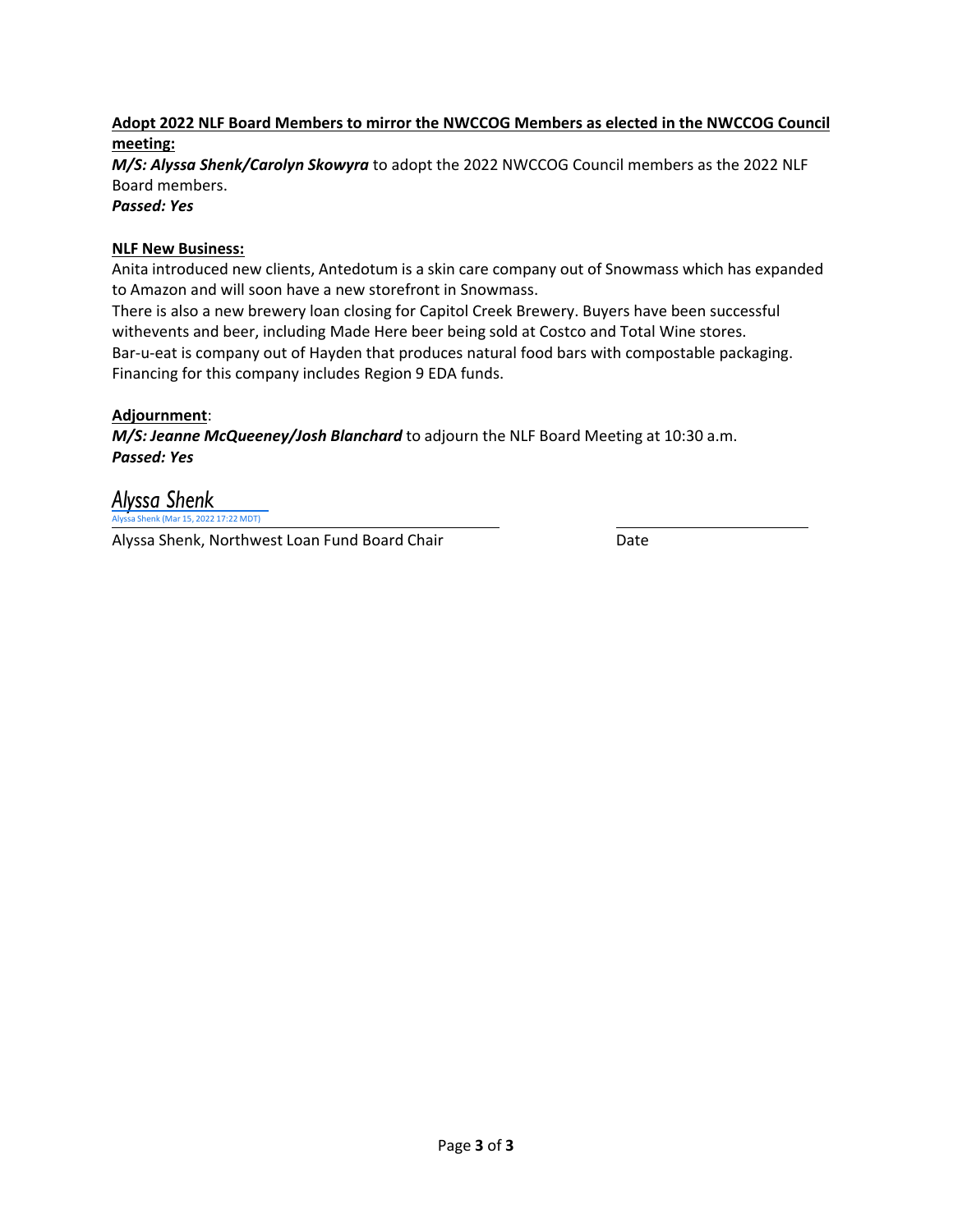**Adopt 2022 NLF Board Members to mirror the NWCCOG Members as elected in the NWCCOG Council meeting:**

***M/S: Alyssa Shenk/Carolyn Skowyra*** to adopt the 2022 NWCCOG Council members as the 2022 NLF Board members.

***Passed: Yes***

**NLF New Business:**

Anita introduced new clients, Antedotum is a skin care company out of Snowmass which has expanded to Amazon and will soon have a new storefront in Snowmass.

There is also a new brewery loan closing for Capitol Creek Brewery. Buyers have been successful withevents and beer, including Made Here beer being sold at Costco and Total Wine stores.

Bar-u-eat is company out of Hayden that produces natural food bars with compostable packaging. Financing for this company includes Region 9 EDA funds.

**Adjournment**:

***M/S: Jeanne McQueeney/Josh Blanchard*** to adjourn the NLF Board Meeting at 10:30 a.m.

***Passed: Yes***

Alyssa Shenk
Alyssa Shenk (Mar 15, 2022 17:22 MDT)

Alyssa Shenk, Northwest Loan Fund Board Chair | Date